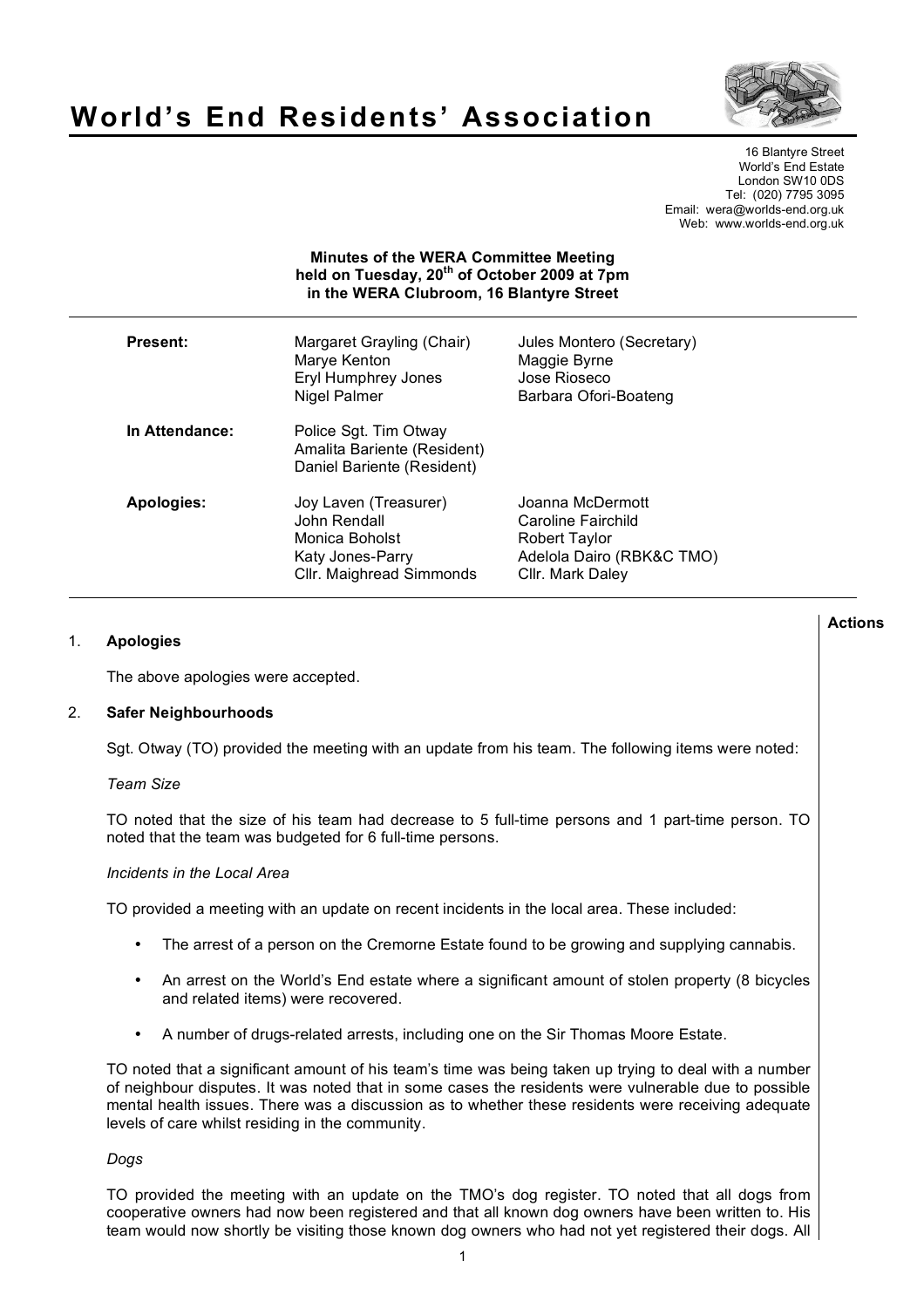# World's End Residents' Association

16 Blantyre Street
World's End Estate
London SW10 0DS
Tel: (020) 7795 3095
Email: wera@worlds-end.org.uk
Web: www.worlds-end.org.uk

**Minutes of the WERA Committee Meeting held on Tuesday, 20th of October 2009 at 7pm in the WERA Clubroom, 16 Blantyre Street**

| | | |
|---|---|---|
| **Present:** | Margaret Grayling (Chair) | Jules Montero (Secretary) |
| | Marye Kenton | Maggie Byrne |
| | Eryl Humphrey Jones | Jose Rioseco |
| | Nigel Palmer | Barbara Ofori-Boateng |
| **In Attendance:** | Police Sgt. Tim Otway | |
| | Amalita Bariente (Resident) | |
| | Daniel Bariente (Resident) | |
| **Apologies:** | Joy Laven (Treasurer) | Joanna McDermott |
| | John Rendall | Caroline Fairchild |
| | Monica Boholst | Robert Taylor |
| | Katy Jones-Parry | Adelola Dairo (RBK&C TMO) |
| | Cllr. Maighread Simmonds | Cllr. Mark Daley |

**Actions**

1. **Apologies**

   The above apologies were accepted.

2. **Safer Neighbourhoods**

   Sgt. Otway (TO) provided the meeting with an update from his team. The following items were noted:

   *Team Size*

   TO noted that the size of his team had decrease to 5 full-time persons and 1 part-time person. TO noted that the team was budgeted for 6 full-time persons.

   *Incidents in the Local Area*

   TO provided a meeting with an update on recent incidents in the local area. These included:

   - The arrest of a person on the Cremorne Estate found to be growing and supplying cannabis.
   - An arrest on the World's End estate where a significant amount of stolen property (8 bicycles and related items) were recovered.
   - A number of drugs-related arrests, including one on the Sir Thomas Moore Estate.

   TO noted that a significant amount of his team's time was being taken up trying to deal with a number of neighbour disputes. It was noted that in some cases the residents were vulnerable due to possible mental health issues. There was a discussion as to whether these residents were receiving adequate levels of care whilst residing in the community.

   *Dogs*

   TO provided the meeting with an update on the TMO's dog register. TO noted that all dogs from cooperative owners had now been registered and that all known dog owners have been written to. His team would now shortly be visiting those known dog owners who had not yet registered their dogs. All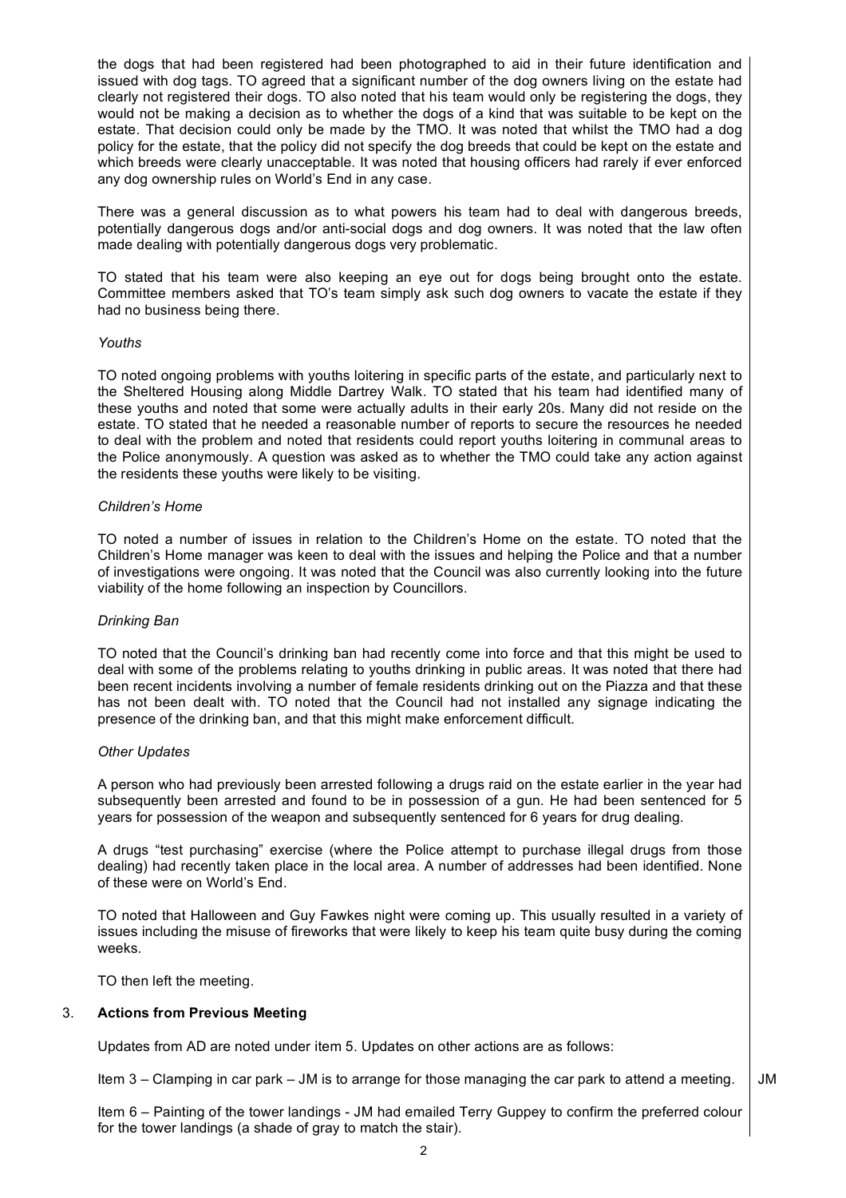the dogs that had been registered had been photographed to aid in their future identification and issued with dog tags. TO agreed that a significant number of the dog owners living on the estate had clearly not registered their dogs. TO also noted that his team would only be registering the dogs, they would not be making a decision as to whether the dogs of a kind that was suitable to be kept on the estate. That decision could only be made by the TMO. It was noted that whilst the TMO had a dog policy for the estate, that the policy did not specify the dog breeds that could be kept on the estate and which breeds were clearly unacceptable. It was noted that housing officers had rarely if ever enforced any dog ownership rules on World's End in any case.

There was a general discussion as to what powers his team had to deal with dangerous breeds, potentially dangerous dogs and/or anti-social dogs and dog owners. It was noted that the law often made dealing with potentially dangerous dogs very problematic.

TO stated that his team were also keeping an eye out for dogs being brought onto the estate. Committee members asked that TO's team simply ask such dog owners to vacate the estate if they had no business being there.

*Youths*

TO noted ongoing problems with youths loitering in specific parts of the estate, and particularly next to the Sheltered Housing along Middle Dartrey Walk. TO stated that his team had identified many of these youths and noted that some were actually adults in their early 20s. Many did not reside on the estate. TO stated that he needed a reasonable number of reports to secure the resources he needed to deal with the problem and noted that residents could report youths loitering in communal areas to the Police anonymously. A question was asked as to whether the TMO could take any action against the residents these youths were likely to be visiting.

*Children's Home*

TO noted a number of issues in relation to the Children's Home on the estate. TO noted that the Children's Home manager was keen to deal with the issues and helping the Police and that a number of investigations were ongoing. It was noted that the Council was also currently looking into the future viability of the home following an inspection by Councillors.

*Drinking Ban*

TO noted that the Council's drinking ban had recently come into force and that this might be used to deal with some of the problems relating to youths drinking in public areas. It was noted that there had been recent incidents involving a number of female residents drinking out on the Piazza and that these has not been dealt with. TO noted that the Council had not installed any signage indicating the presence of the drinking ban, and that this might make enforcement difficult.

*Other Updates*

A person who had previously been arrested following a drugs raid on the estate earlier in the year had subsequently been arrested and found to be in possession of a gun. He had been sentenced for 5 years for possession of the weapon and subsequently sentenced for 6 years for drug dealing.

A drugs "test purchasing" exercise (where the Police attempt to purchase illegal drugs from those dealing) had recently taken place in the local area. A number of addresses had been identified. None of these were on World's End.

TO noted that Halloween and Guy Fawkes night were coming up. This usually resulted in a variety of issues including the misuse of fireworks that were likely to keep his team quite busy during the coming weeks.

TO then left the meeting.

## 3. Actions from Previous Meeting

Updates from AD are noted under item 5. Updates on other actions are as follows:

Item 3 – Clamping in car park – JM is to arrange for those managing the car park to attend a meeting. **JM**

Item 6 – Painting of the tower landings - JM had emailed Terry Guppey to confirm the preferred colour for the tower landings (a shade of gray to match the stair).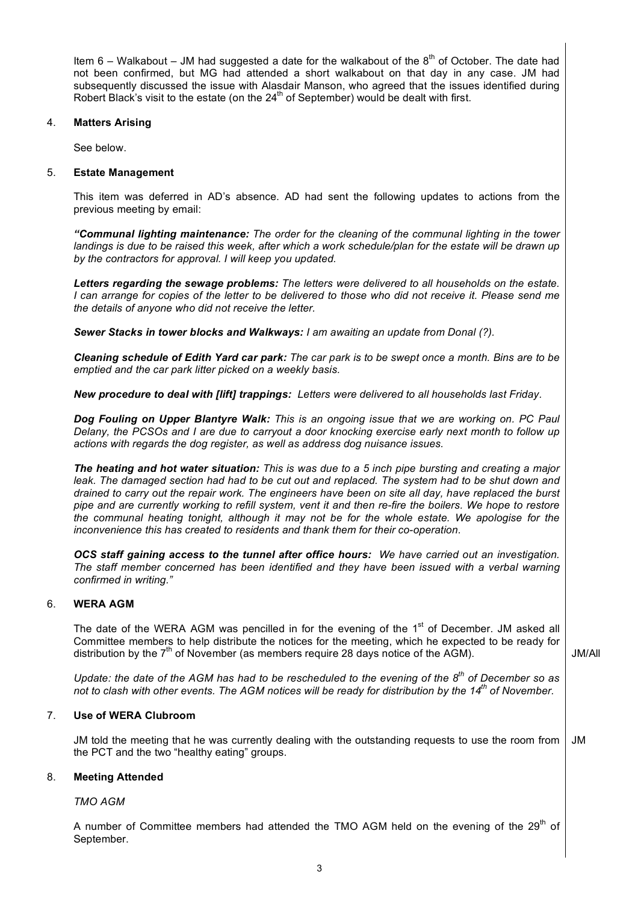Item 6 – Walkabout – JM had suggested a date for the walkabout of the 8th of October. The date had not been confirmed, but MG had attended a short walkabout on that day in any case. JM had subsequently discussed the issue with Alasdair Manson, who agreed that the issues identified during Robert Black's visit to the estate (on the 24th of September) would be dealt with first.

## 4. Matters Arising

See below.

## 5. Estate Management

This item was deferred in AD's absence. AD had sent the following updates to actions from the previous meeting by email:

***"Communal lighting maintenance:*** *The order for the cleaning of the communal lighting in the tower landings is due to be raised this week, after which a work schedule/plan for the estate will be drawn up by the contractors for approval. I will keep you updated.*

***Letters regarding the sewage problems:*** *The letters were delivered to all households on the estate. I can arrange for copies of the letter to be delivered to those who did not receive it. Please send me the details of anyone who did not receive the letter.*

***Sewer Stacks in tower blocks and Walkways:*** *I am awaiting an update from Donal (?).*

***Cleaning schedule of Edith Yard car park:*** *The car park is to be swept once a month. Bins are to be emptied and the car park litter picked on a weekly basis.*

***New procedure to deal with [lift] trappings:*** *Letters were delivered to all households last Friday.*

***Dog Fouling on Upper Blantyre Walk:*** *This is an ongoing issue that we are working on. PC Paul Delany, the PCSOs and I are due to carryout a door knocking exercise early next month to follow up actions with regards the dog register, as well as address dog nuisance issues.*

***The heating and hot water situation:*** *This is was due to a 5 inch pipe bursting and creating a major leak. The damaged section had had to be cut out and replaced. The system had to be shut down and drained to carry out the repair work. The engineers have been on site all day, have replaced the burst pipe and are currently working to refill system, vent it and then re-fire the boilers. We hope to restore the communal heating tonight, although it may not be for the whole estate. We apologise for the inconvenience this has created to residents and thank them for their co-operation.*

***OCS staff gaining access to the tunnel after office hours:*** *We have carried out an investigation. The staff member concerned has been identified and they have been issued with a verbal warning confirmed in writing."*

## 6. WERA AGM

The date of the WERA AGM was pencilled in for the evening of the 1st of December. JM asked all Committee members to help distribute the notices for the meeting, which he expected to be ready for distribution by the 7th of November (as members require 28 days notice of the AGM). **JM/All**

*Update: the date of the AGM has had to be rescheduled to the evening of the 8th of December so as not to clash with other events. The AGM notices will be ready for distribution by the 14th of November.*

## 7. Use of WERA Clubroom

JM told the meeting that he was currently dealing with the outstanding requests to use the room from the PCT and the two "healthy eating" groups. **JM**

## 8. Meeting Attended

*TMO AGM*

A number of Committee members had attended the TMO AGM held on the evening of the 29th of September.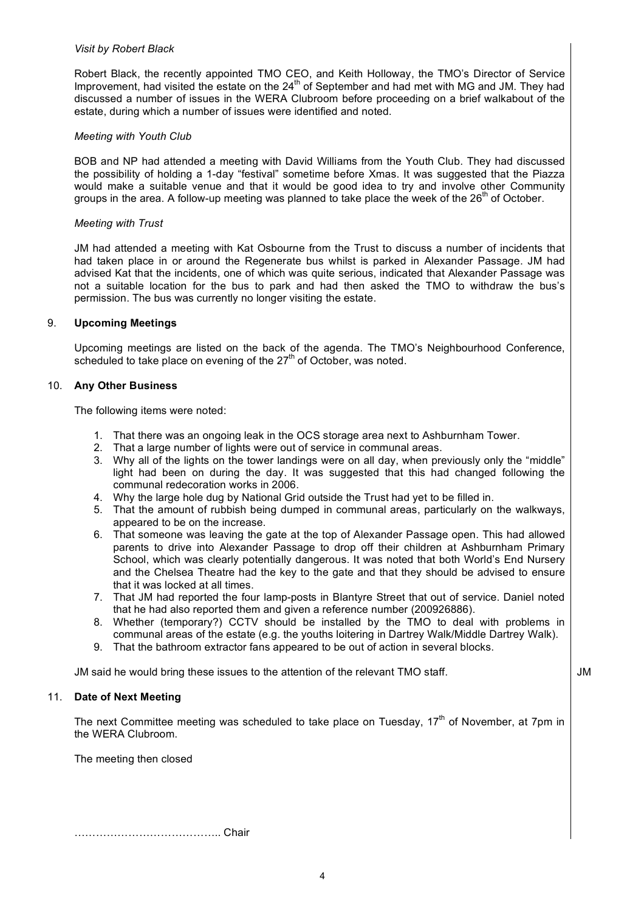*Visit by Robert Black*

Robert Black, the recently appointed TMO CEO, and Keith Holloway, the TMO's Director of Service Improvement, had visited the estate on the 24th of September and had met with MG and JM. They had discussed a number of issues in the WERA Clubroom before proceeding on a brief walkabout of the estate, during which a number of issues were identified and noted.

*Meeting with Youth Club*

BOB and NP had attended a meeting with David Williams from the Youth Club. They had discussed the possibility of holding a 1-day "festival" sometime before Xmas. It was suggested that the Piazza would make a suitable venue and that it would be good idea to try and involve other Community groups in the area. A follow-up meeting was planned to take place the week of the 26th of October.

*Meeting with Trust*

JM had attended a meeting with Kat Osbourne from the Trust to discuss a number of incidents that had taken place in or around the Regenerate bus whilst is parked in Alexander Passage. JM had advised Kat that the incidents, one of which was quite serious, indicated that Alexander Passage was not a suitable location for the bus to park and had then asked the TMO to withdraw the bus's permission. The bus was currently no longer visiting the estate.

## 9. Upcoming Meetings

Upcoming meetings are listed on the back of the agenda. The TMO's Neighbourhood Conference, scheduled to take place on evening of the 27th of October, was noted.

## 10. Any Other Business

The following items were noted:

1. That there was an ongoing leak in the OCS storage area next to Ashburnham Tower.
2. That a large number of lights were out of service in communal areas.
3. Why all of the lights on the tower landings were on all day, when previously only the "middle" light had been on during the day. It was suggested that this had changed following the communal redecoration works in 2006.
4. Why the large hole dug by National Grid outside the Trust had yet to be filled in.
5. That the amount of rubbish being dumped in communal areas, particularly on the walkways, appeared to be on the increase.
6. That someone was leaving the gate at the top of Alexander Passage open. This had allowed parents to drive into Alexander Passage to drop off their children at Ashburnham Primary School, which was clearly potentially dangerous. It was noted that both World's End Nursery and the Chelsea Theatre had the key to the gate and that they should be advised to ensure that it was locked at all times.
7. That JM had reported the four lamp-posts in Blantyre Street that out of service. Daniel noted that he had also reported them and given a reference number (200926886).
8. Whether (temporary?) CCTV should be installed by the TMO to deal with problems in communal areas of the estate (e.g. the youths loitering in Dartrey Walk/Middle Dartrey Walk).
9. That the bathroom extractor fans appeared to be out of action in several blocks.

JM said he would bring these issues to the attention of the relevant TMO staff. — JM

## 11. Date of Next Meeting

The next Committee meeting was scheduled to take place on Tuesday, 17th of November, at 7pm in the WERA Clubroom.

The meeting then closed

………………………………….. Chair